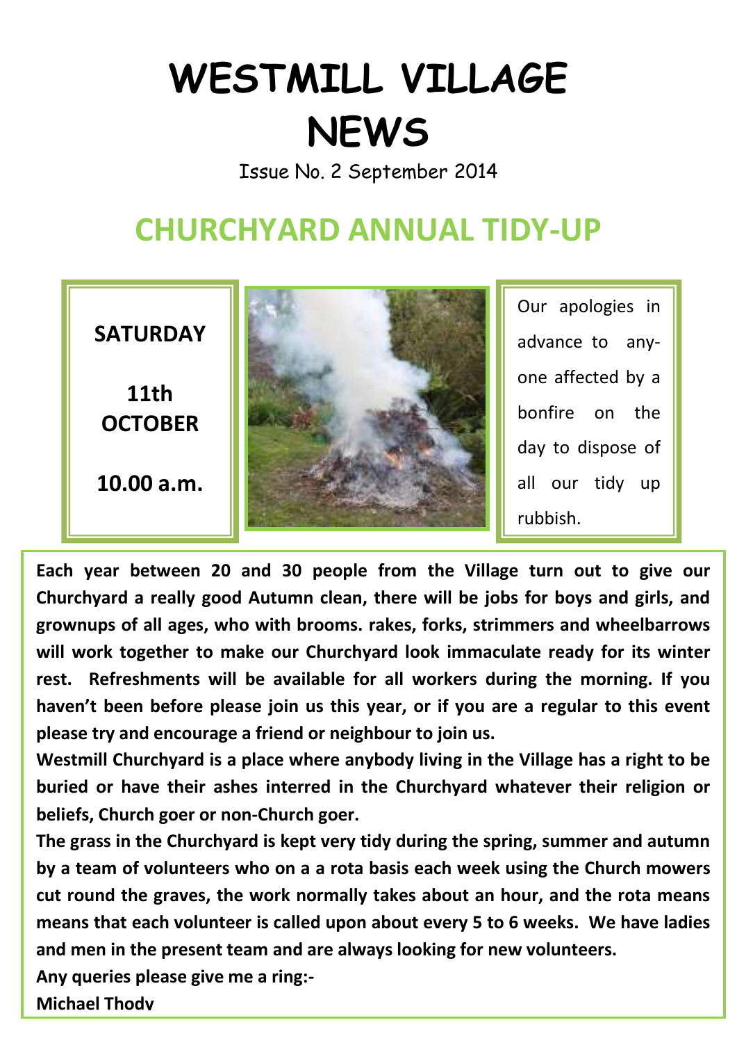# WESTMILL VILLAGE NEWS

Issue No. 2 September 2014

## CHURCHYARD ANNUAL TIDY-UP

**SATURDAY**

**11th OCTOBER**

**10.00 a.m.**

Our apologies in advance to any-one affected by a bonfire on the day to dispose of all our tidy up rubbish.

**Each year between 20 and 30 people from the Village turn out to give our Churchyard a really good Autumn clean, there will be jobs for boys and girls, and grownups of all ages, who with brooms. rakes, forks, strimmers and wheelbarrows will work together to make our Churchyard look immaculate ready for its winter rest. Refreshments will be available for all workers during the morning. If you haven't been before please join us this year, or if you are a regular to this event please try and encourage a friend or neighbour to join us.**

**Westmill Churchyard is a place where anybody living in the Village has a right to be buried or have their ashes interred in the Churchyard whatever their religion or beliefs, Church goer or non-Church goer.**

**The grass in the Churchyard is kept very tidy during the spring, summer and autumn by a team of volunteers who on a a rota basis each week using the Church mowers cut round the graves, the work normally takes about an hour, and the rota means means that each volunteer is called upon about every 5 to 6 weeks. We have ladies and men in the present team and are always looking for new volunteers.**

**Any queries please give me a ring:-**

**Michael Thody**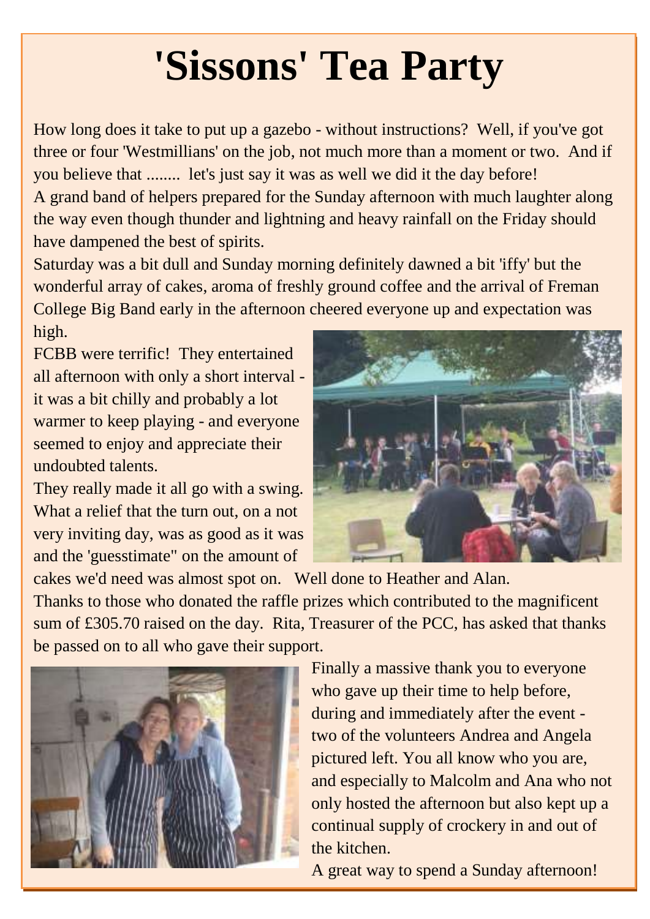# 'Sissons' Tea Party

How long does it take to put up a gazebo - without instructions? Well, if you've got three or four 'Westmillians' on the job, not much more than a moment or two. And if you believe that ........ let's just say it was as well we did it the day before!

A grand band of helpers prepared for the Sunday afternoon with much laughter along the way even though thunder and lightning and heavy rainfall on the Friday should have dampened the best of spirits.

Saturday was a bit dull and Sunday morning definitely dawned a bit 'iffy' but the wonderful array of cakes, aroma of freshly ground coffee and the arrival of Freman College Big Band early in the afternoon cheered everyone up and expectation was high.

FCBB were terrific! They entertained all afternoon with only a short interval - it was a bit chilly and probably a lot warmer to keep playing - and everyone seemed to enjoy and appreciate their undoubted talents.

They really made it all go with a swing. What a relief that the turn out, on a not very inviting day, was as good as it was and the 'guesstimate" on the amount of cakes we'd need was almost spot on. Well done to Heather and Alan.

Thanks to those who donated the raffle prizes which contributed to the magnificent sum of £305.70 raised on the day. Rita, Treasurer of the PCC, has asked that thanks be passed on to all who gave their support.

Finally a massive thank you to everyone who gave up their time to help before, during and immediately after the event - two of the volunteers Andrea and Angela pictured left. You all know who you are, and especially to Malcolm and Ana who not only hosted the afternoon but also kept up a continual supply of crockery in and out of the kitchen.

A great way to spend a Sunday afternoon!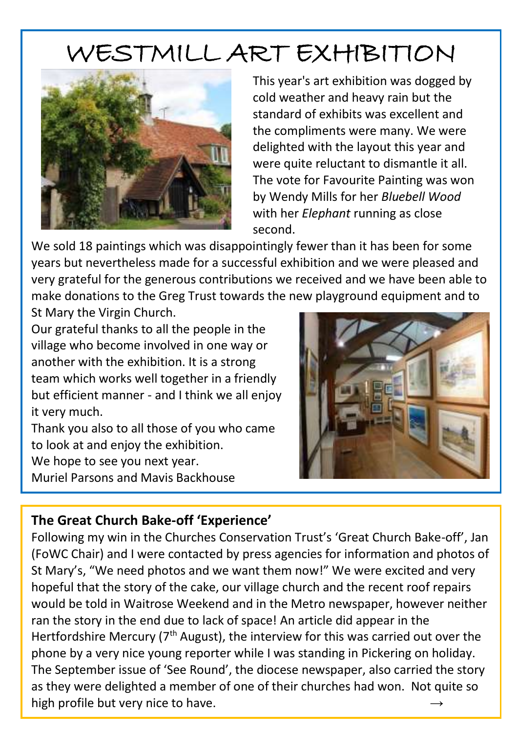# WESTMILL ART EXHIBITION

This year's art exhibition was dogged by cold weather and heavy rain but the standard of exhibits was excellent and the compliments were many. We were delighted with the layout this year and were quite reluctant to dismantle it all. The vote for Favourite Painting was won by Wendy Mills for her *Bluebell Wood* with her *Elephant* running as close second.

We sold 18 paintings which was disappointingly fewer than it has been for some years but nevertheless made for a successful exhibition and we were pleased and very grateful for the generous contributions we received and we have been able to make donations to the Greg Trust towards the new playground equipment and to St Mary the Virgin Church.

Our grateful thanks to all the people in the village who become involved in one way or another with the exhibition. It is a strong team which works well together in a friendly but efficient manner - and I think we all enjoy it very much.

Thank you also to all those of you who came to look at and enjoy the exhibition.

We hope to see you next year.

Muriel Parsons and Mavis Backhouse

**The Great Church Bake-off 'Experience'**

Following my win in the Churches Conservation Trust's 'Great Church Bake-off', Jan (FoWC Chair) and I were contacted by press agencies for information and photos of St Mary's, "We need photos and we want them now!" We were excited and very hopeful that the story of the cake, our village church and the recent roof repairs would be told in Waitrose Weekend and in the Metro newspaper, however neither ran the story in the end due to lack of space! An article did appear in the Hertfordshire Mercury (7th August), the interview for this was carried out over the phone by a very nice young reporter while I was standing in Pickering on holiday. The September issue of 'See Round', the diocese newspaper, also carried the story as they were delighted a member of one of their churches had won. Not quite so high profile but very nice to have. →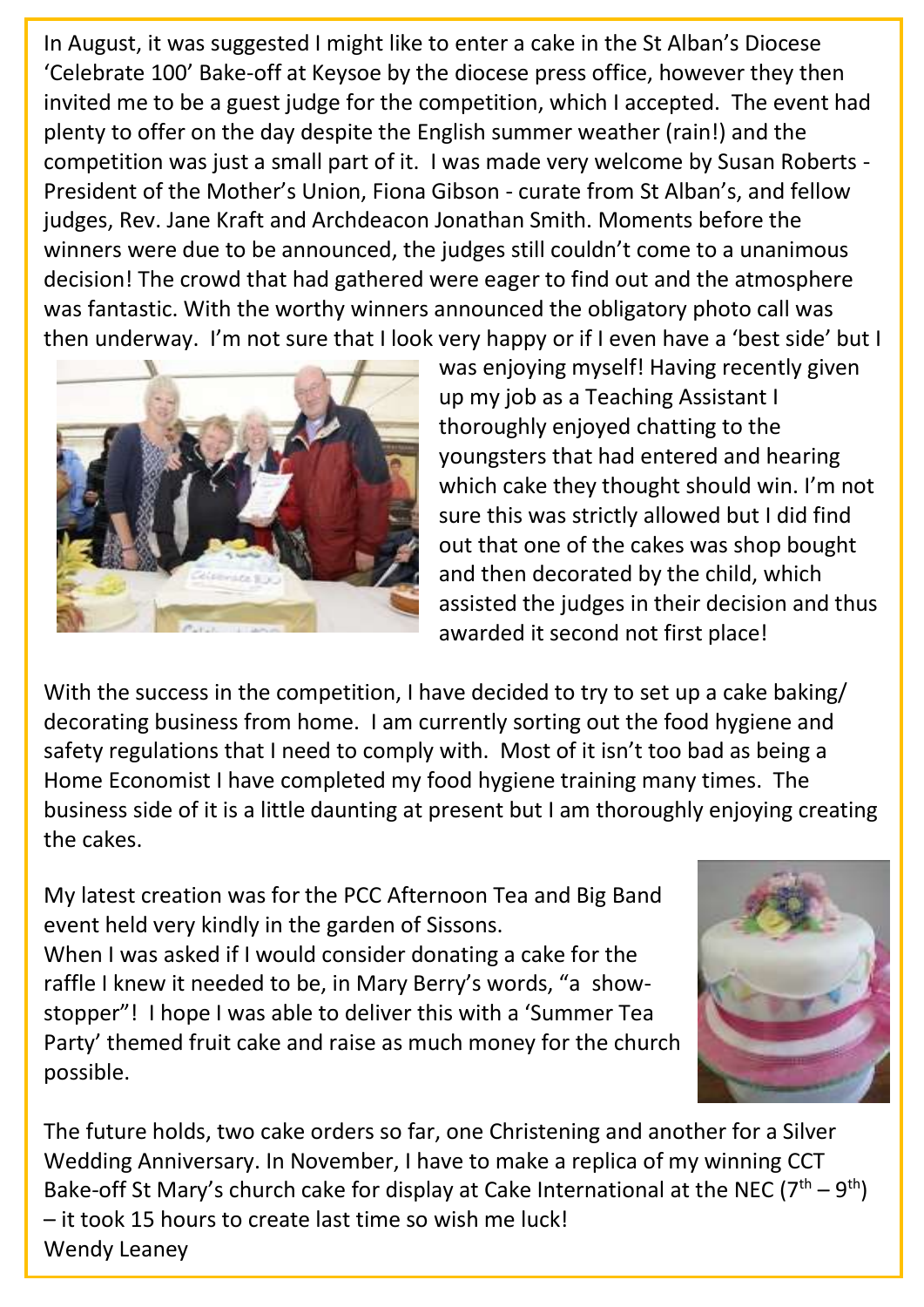In August, it was suggested I might like to enter a cake in the St Alban's Diocese 'Celebrate 100' Bake-off at Keysoe by the diocese press office, however they then invited me to be a guest judge for the competition, which I accepted. The event had plenty to offer on the day despite the English summer weather (rain!) and the competition was just a small part of it. I was made very welcome by Susan Roberts - President of the Mother's Union, Fiona Gibson - curate from St Alban's, and fellow judges, Rev. Jane Kraft and Archdeacon Jonathan Smith. Moments before the winners were due to be announced, the judges still couldn't come to a unanimous decision! The crowd that had gathered were eager to find out and the atmosphere was fantastic. With the worthy winners announced the obligatory photo call was then underway. I'm not sure that I look very happy or if I even have a 'best side' but I was enjoying myself! Having recently given up my job as a Teaching Assistant I thoroughly enjoyed chatting to the youngsters that had entered and hearing which cake they thought should win. I'm not sure this was strictly allowed but I did find out that one of the cakes was shop bought and then decorated by the child, which assisted the judges in their decision and thus awarded it second not first place!

With the success in the competition, I have decided to try to set up a cake baking/ decorating business from home. I am currently sorting out the food hygiene and safety regulations that I need to comply with. Most of it isn't too bad as being a Home Economist I have completed my food hygiene training many times. The business side of it is a little daunting at present but I am thoroughly enjoying creating the cakes.

My latest creation was for the PCC Afternoon Tea and Big Band event held very kindly in the garden of Sissons.
When I was asked if I would consider donating a cake for the raffle I knew it needed to be, in Mary Berry's words, "a show-stopper"! I hope I was able to deliver this with a 'Summer Tea Party' themed fruit cake and raise as much money for the church possible.

The future holds, two cake orders so far, one Christening and another for a Silver Wedding Anniversary. In November, I have to make a replica of my winning CCT Bake-off St Mary's church cake for display at Cake International at the NEC (7th – 9th) – it took 15 hours to create last time so wish me luck!
Wendy Leaney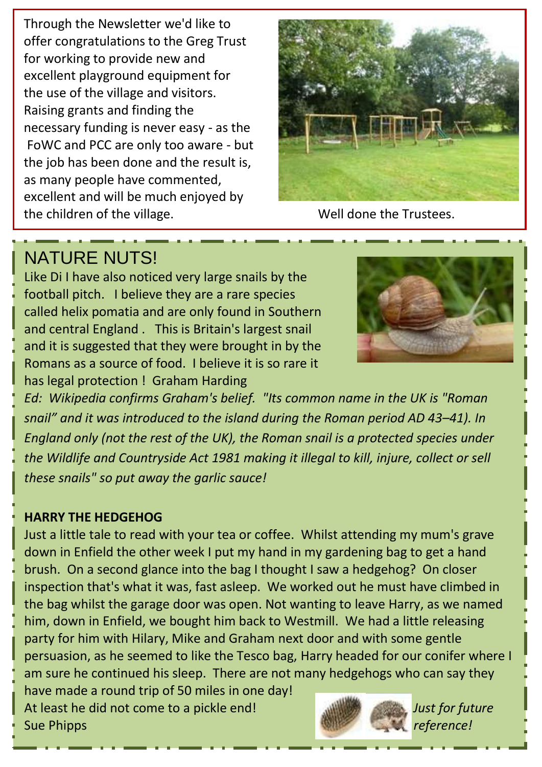Through the Newsletter we'd like to offer congratulations to the Greg Trust for working to provide new and excellent playground equipment for the use of the village and visitors. Raising grants and finding the necessary funding is never easy - as the FoWC and PCC are only too aware - but the job has been done and the result is, as many people have commented, excellent and will be much enjoyed by the children of the village.

Well done the Trustees.

# NATURE NUTS!

Like Di I have also noticed very large snails by the football pitch. I believe they are a rare species called helix pomatia and are only found in Southern and central England . This is Britain's largest snail and it is suggested that they were brought in by the Romans as a source of food. I believe it is so rare it has legal protection ! Graham Harding

*Ed: Wikipedia confirms Graham's belief. "Its common name in the UK is "Roman snail" and it was introduced to the island during the Roman period AD 43–41). In England only (not the rest of the UK), the Roman snail is a protected species under the Wildlife and Countryside Act 1981 making it illegal to kill, injure, collect or sell these snails" so put away the garlic sauce!*

**HARRY THE HEDGEHOG**

Just a little tale to read with your tea or coffee. Whilst attending my mum's grave down in Enfield the other week I put my hand in my gardening bag to get a hand brush. On a second glance into the bag I thought I saw a hedgehog? On closer inspection that's what it was, fast asleep. We worked out he must have climbed in the bag whilst the garage door was open. Not wanting to leave Harry, as we named him, down in Enfield, we bought him back to Westmill. We had a little releasing party for him with Hilary, Mike and Graham next door and with some gentle persuasion, as he seemed to like the Tesco bag, Harry headed for our conifer where I am sure he continued his sleep. There are not many hedgehogs who can say they have made a round trip of 50 miles in one day!

At least he did not come to a pickle end!

Sue Phipps

*Just for future reference!*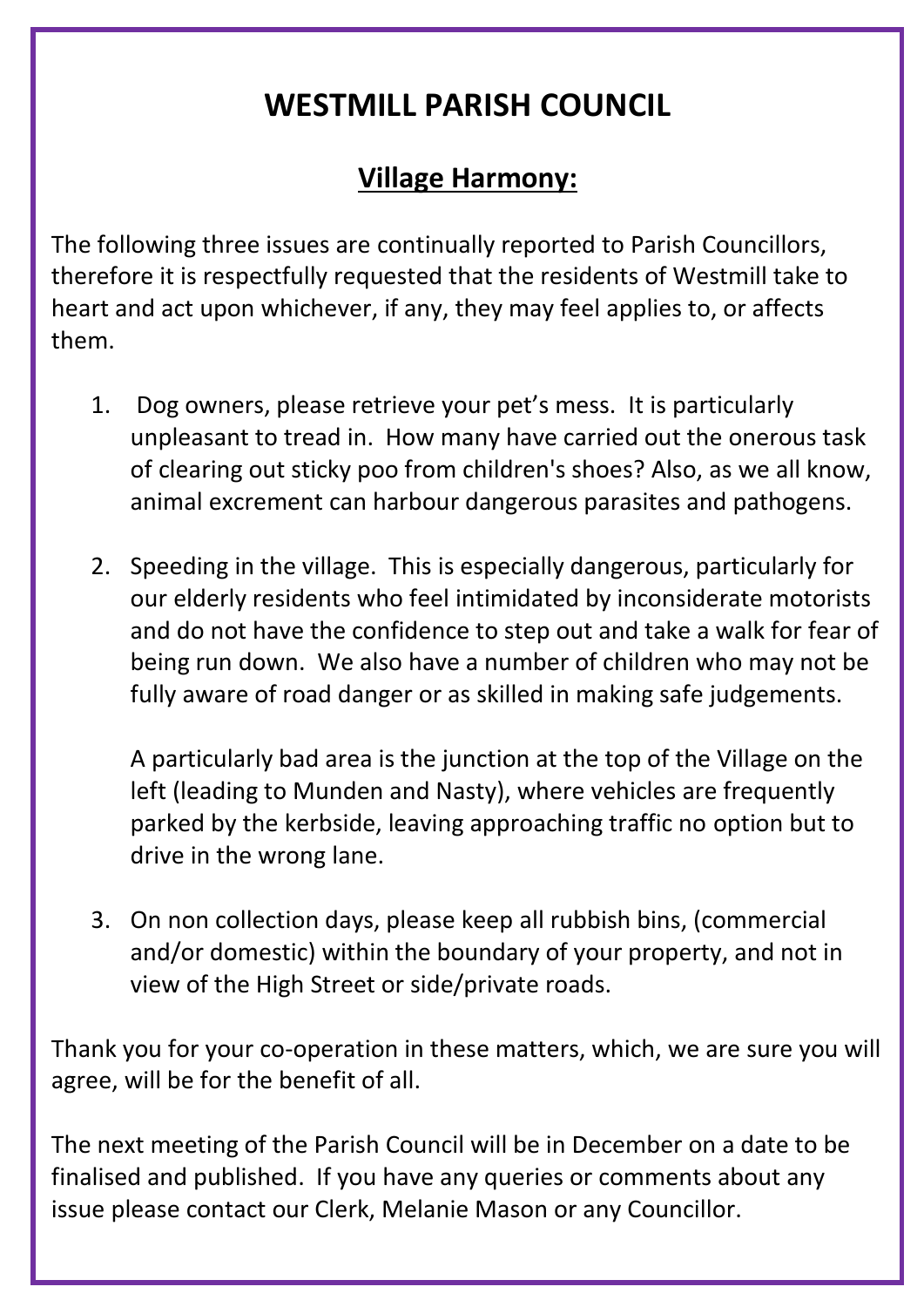# WESTMILL PARISH COUNCIL

## Village Harmony:

The following three issues are continually reported to Parish Councillors, therefore it is respectfully requested that the residents of Westmill take to heart and act upon whichever, if any, they may feel applies to, or affects them.

1. Dog owners, please retrieve your pet's mess. It is particularly unpleasant to tread in. How many have carried out the onerous task of clearing out sticky poo from children's shoes? Also, as we all know, animal excrement can harbour dangerous parasites and pathogens.

2. Speeding in the village. This is especially dangerous, particularly for our elderly residents who feel intimidated by inconsiderate motorists and do not have the confidence to step out and take a walk for fear of being run down. We also have a number of children who may not be fully aware of road danger or as skilled in making safe judgements.

   A particularly bad area is the junction at the top of the Village on the left (leading to Munden and Nasty), where vehicles are frequently parked by the kerbside, leaving approaching traffic no option but to drive in the wrong lane.

3. On non collection days, please keep all rubbish bins, (commercial and/or domestic) within the boundary of your property, and not in view of the High Street or side/private roads.

Thank you for your co-operation in these matters, which, we are sure you will agree, will be for the benefit of all.

The next meeting of the Parish Council will be in December on a date to be finalised and published. If you have any queries or comments about any issue please contact our Clerk, Melanie Mason or any Councillor.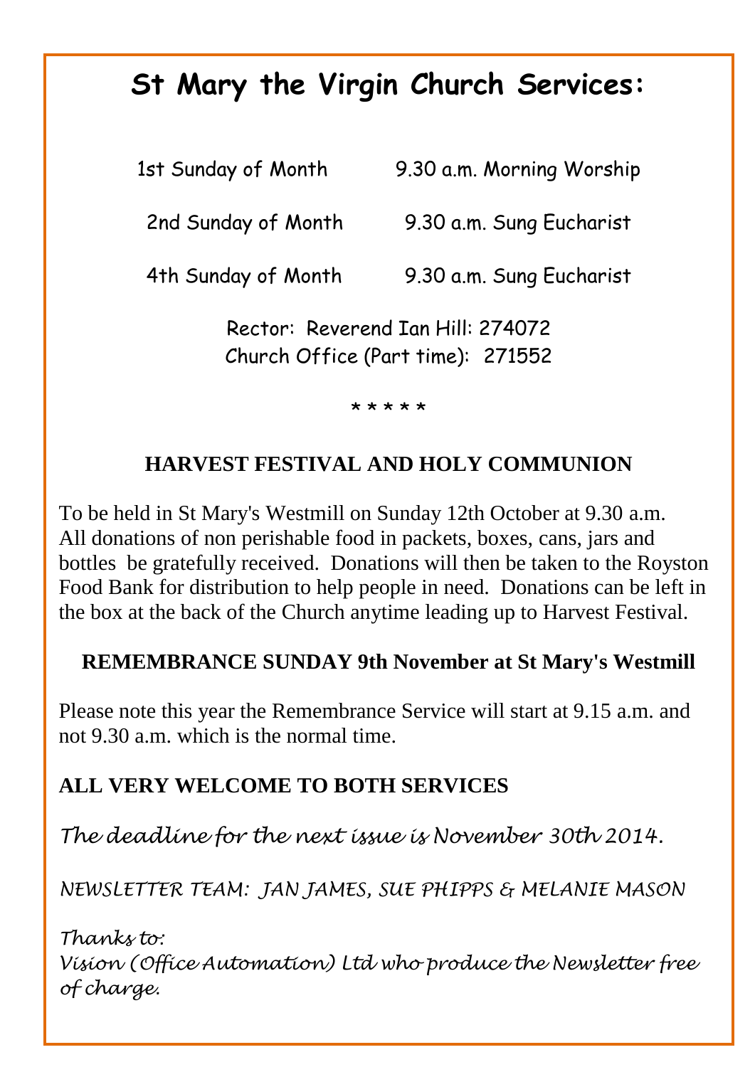# St Mary the Virgin Church Services:

| | |
|---|---|
| 1st Sunday of Month | 9.30 a.m. Morning Worship |
| 2nd Sunday of Month | 9.30 a.m. Sung Eucharist |
| 4th Sunday of Month | 9.30 a.m. Sung Eucharist |

Rector: Reverend Ian Hill: 274072
Church Office (Part time): 271552

* * * * *

## HARVEST FESTIVAL AND HOLY COMMUNION

To be held in St Mary's Westmill on Sunday 12th October at 9.30 a.m. All donations of non perishable food in packets, boxes, cans, jars and bottles be gratefully received. Donations will then be taken to the Royston Food Bank for distribution to help people in need. Donations can be left in the box at the back of the Church anytime leading up to Harvest Festival.

## REMEMBRANCE SUNDAY 9th November at St Mary's Westmill

Please note this year the Remembrance Service will start at 9.15 a.m. and not 9.30 a.m. which is the normal time.

**ALL VERY WELCOME TO BOTH SERVICES**

*The deadline for the next issue is November 30th 2014.*

*NEWSLETTER TEAM: JAN JAMES, SUE PHIPPS & MELANIE MASON*

*Thanks to:*
*Vision (Office Automation) Ltd who produce the Newsletter free of charge.*